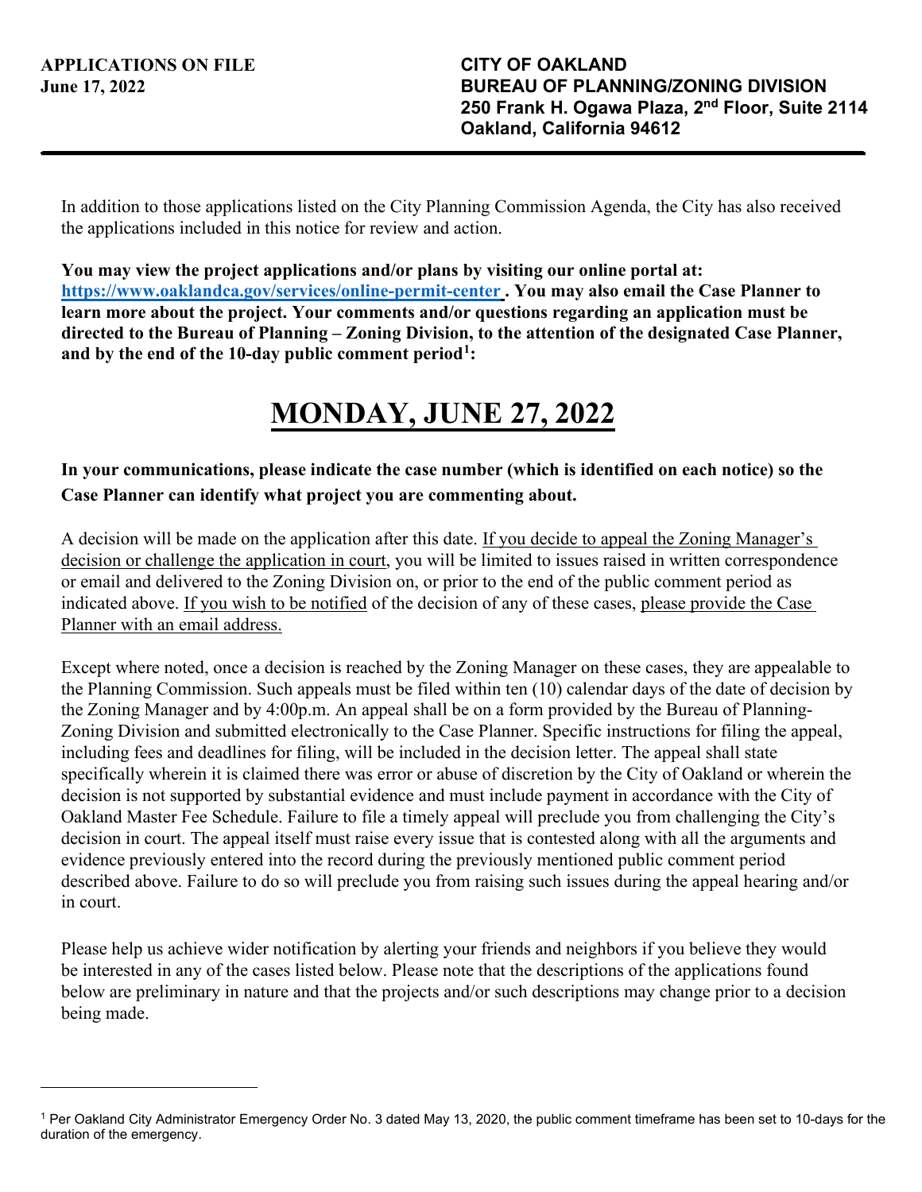**APPLICATIONS ON FILE**
**June 17, 2022**

**CITY OF OAKLAND**
**BUREAU OF PLANNING/ZONING DIVISION**
**250 Frank H. Ogawa Plaza, 2nd Floor, Suite 2114**
**Oakland, California 94612**

---

In addition to those applications listed on the City Planning Commission Agenda, the City has also received the applications included in this notice for review and action.

**You may view the project applications and/or plans by visiting our online portal at: [https://www.oaklandca.gov/services/online-permit-center](https://www.oaklandca.gov/services/online-permit-center) . You may also email the Case Planner to learn more about the project. Your comments and/or questions regarding an application must be directed to the Bureau of Planning – Zoning Division, to the attention of the designated Case Planner, and by the end of the 10-day public comment period[1]:**

# MONDAY, JUNE 27, 2022

**In your communications, please indicate the case number (which is identified on each notice) so the Case Planner can identify what project you are commenting about.**

A decision will be made on the application after this date. If you decide to appeal the Zoning Manager's decision or challenge the application in court, you will be limited to issues raised in written correspondence or email and delivered to the Zoning Division on, or prior to the end of the public comment period as indicated above. If you wish to be notified of the decision of any of these cases, please provide the Case Planner with an email address.

Except where noted, once a decision is reached by the Zoning Manager on these cases, they are appealable to the Planning Commission. Such appeals must be filed within ten (10) calendar days of the date of decision by the Zoning Manager and by 4:00p.m. An appeal shall be on a form provided by the Bureau of Planning-Zoning Division and submitted electronically to the Case Planner. Specific instructions for filing the appeal, including fees and deadlines for filing, will be included in the decision letter. The appeal shall state specifically wherein it is claimed there was error or abuse of discretion by the City of Oakland or wherein the decision is not supported by substantial evidence and must include payment in accordance with the City of Oakland Master Fee Schedule. Failure to file a timely appeal will preclude you from challenging the City's decision in court. The appeal itself must raise every issue that is contested along with all the arguments and evidence previously entered into the record during the previously mentioned public comment period described above. Failure to do so will preclude you from raising such issues during the appeal hearing and/or in court.

Please help us achieve wider notification by alerting your friends and neighbors if you believe they would be interested in any of the cases listed below. Please note that the descriptions of the applications found below are preliminary in nature and that the projects and/or such descriptions may change prior to a decision being made.

---

[1] Per Oakland City Administrator Emergency Order No. 3 dated May 13, 2020, the public comment timeframe has been set to 10-days for the duration of the emergency.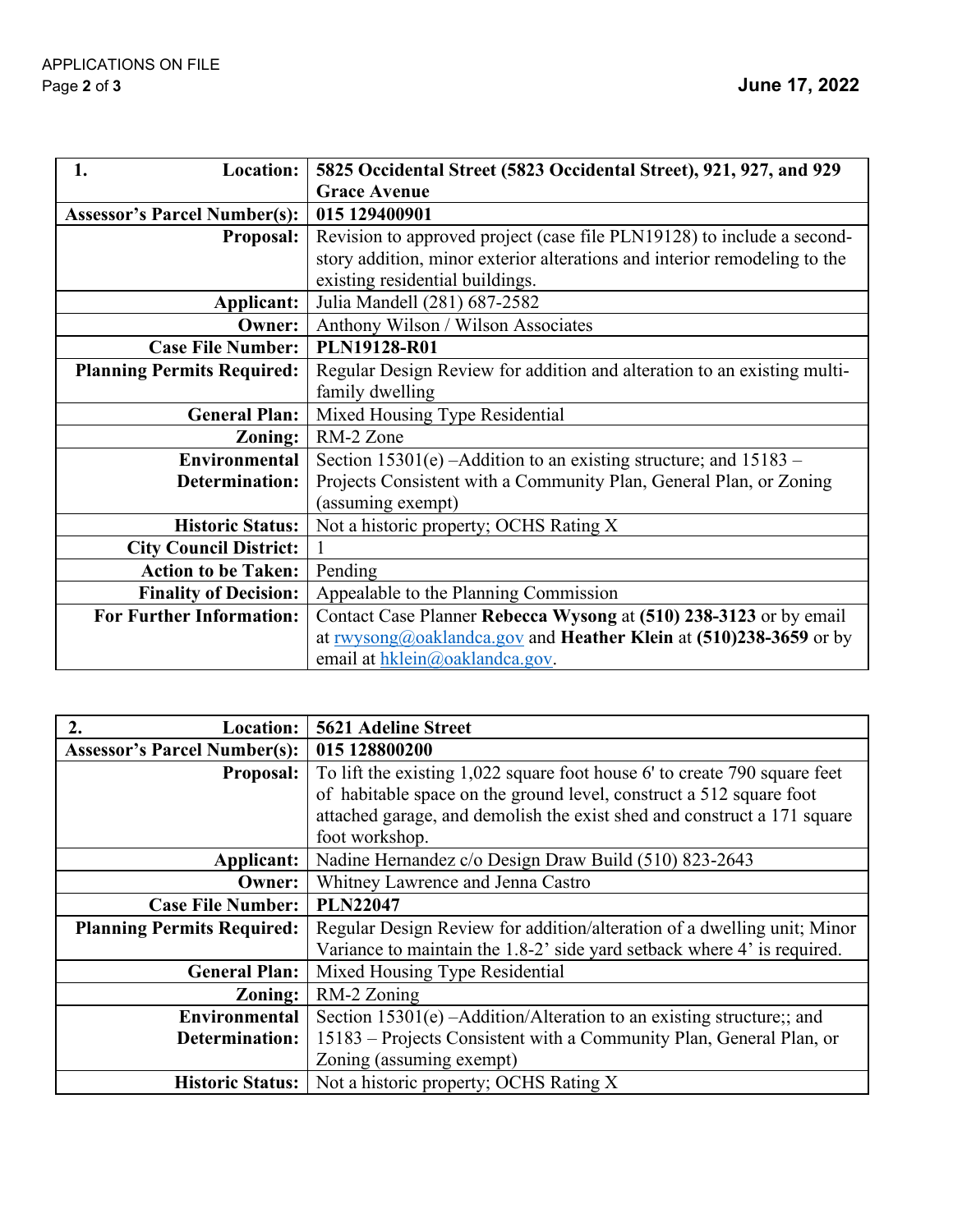| 1. Location: | **5825 Occidental Street (5823 Occidental Street), 921, 927, and 929 Grace Avenue** |
|---|---|
| **Assessor's Parcel Number(s):** | **015 129400901** |
| **Proposal:** | Revision to approved project (case file PLN19128) to include a second-story addition, minor exterior alterations and interior remodeling to the existing residential buildings. |
| **Applicant:** | Julia Mandell (281) 687-2582 |
| **Owner:** | Anthony Wilson / Wilson Associates |
| **Case File Number:** | **PLN19128-R01** |
| **Planning Permits Required:** | Regular Design Review for addition and alteration to an existing multi-family dwelling |
| **General Plan:** | Mixed Housing Type Residential |
| **Zoning:** | RM-2 Zone |
| **Environmental Determination:** | Section 15301(e) –Addition to an existing structure; and 15183 – Projects Consistent with a Community Plan, General Plan, or Zoning (assuming exempt) |
| **Historic Status:** | Not a historic property; OCHS Rating X |
| **City Council District:** | 1 |
| **Action to be Taken:** | Pending |
| **Finality of Decision:** | Appealable to the Planning Commission |
| **For Further Information:** | Contact Case Planner **Rebecca Wysong** at **(510) 238-3123** or by email at rwysong@oaklandca.gov and **Heather Klein** at **(510)238-3659** or by email at hklein@oaklandca.gov. |

| 2. Location: | **5621 Adeline Street** |
|---|---|
| **Assessor's Parcel Number(s):** | **015 128800200** |
| **Proposal:** | To lift the existing 1,022 square foot house 6' to create 790 square feet of habitable space on the ground level, construct a 512 square foot attached garage, and demolish the exist shed and construct a 171 square foot workshop. |
| **Applicant:** | Nadine Hernandez c/o Design Draw Build (510) 823-2643 |
| **Owner:** | Whitney Lawrence and Jenna Castro |
| **Case File Number:** | **PLN22047** |
| **Planning Permits Required:** | Regular Design Review for addition/alteration of a dwelling unit; Minor Variance to maintain the 1.8-2' side yard setback where 4' is required. |
| **General Plan:** | Mixed Housing Type Residential |
| **Zoning:** | RM-2 Zoning |
| **Environmental Determination:** | Section 15301(e) –Addition/Alteration to an existing structure;; and 15183 – Projects Consistent with a Community Plan, General Plan, or Zoning (assuming exempt) |
| **Historic Status:** | Not a historic property; OCHS Rating X |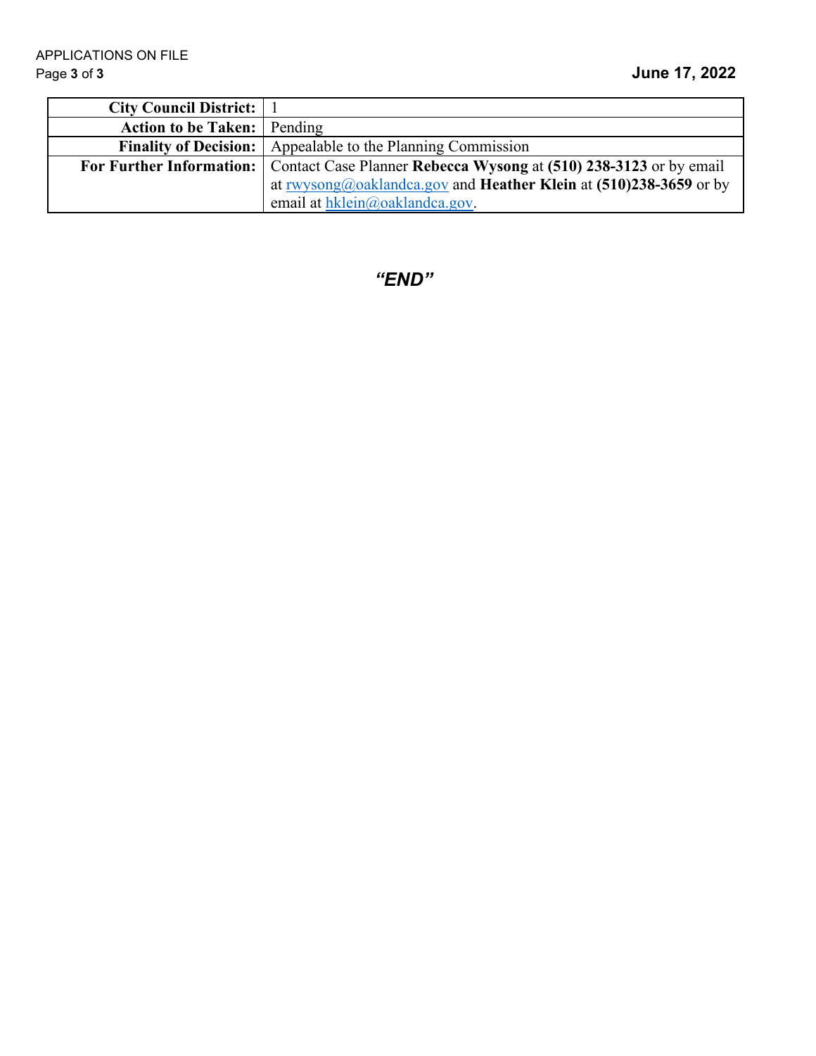| | |
|---|---|
| **City Council District:** | 1 |
| **Action to be Taken:** | Pending |
| **Finality of Decision:** | Appealable to the Planning Commission |
| **For Further Information:** | Contact Case Planner **Rebecca Wysong** at **(510) 238-3123** or by email at rwysong@oaklandca.gov and **Heather Klein** at **(510)238-3659** or by email at hklein@oaklandca.gov. |

***"END"***